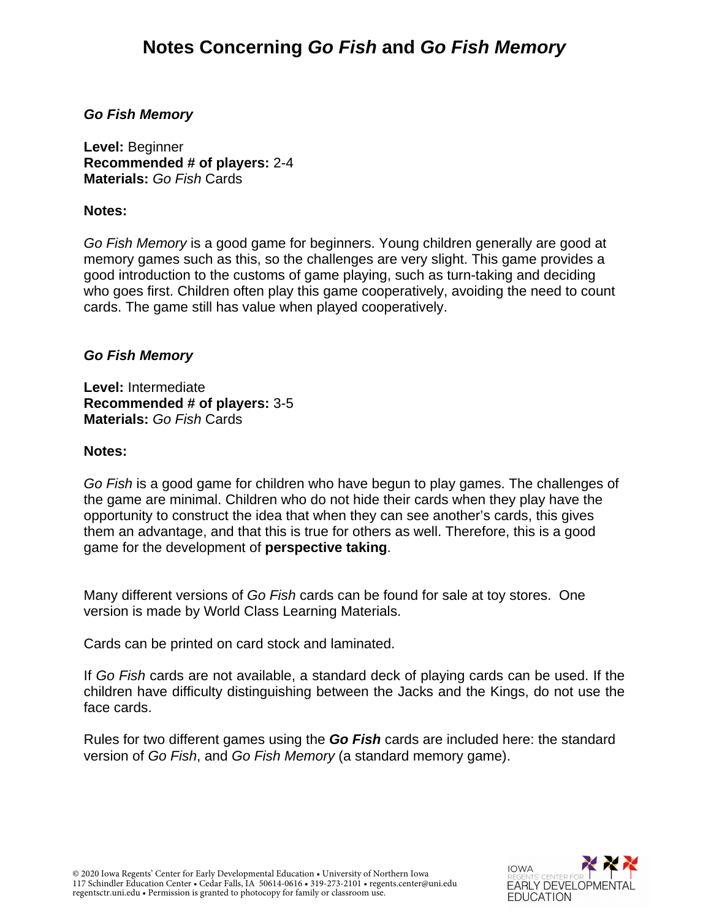# Notes Concerning *Go Fish* and *Go Fish Memory*

***Go Fish Memory***

**Level:** Beginner
**Recommended # of players:** 2-4
**Materials:** *Go Fish* Cards

**Notes:**

*Go Fish Memory* is a good game for beginners. Young children generally are good at memory games such as this, so the challenges are very slight. This game provides a good introduction to the customs of game playing, such as turn-taking and deciding who goes first. Children often play this game cooperatively, avoiding the need to count cards. The game still has value when played cooperatively.

***Go Fish Memory***

**Level:** Intermediate
**Recommended # of players:** 3-5
**Materials:** *Go Fish* Cards

**Notes:**

*Go Fish* is a good game for children who have begun to play games. The challenges of the game are minimal. Children who do not hide their cards when they play have the opportunity to construct the idea that when they can see another's cards, this gives them an advantage, and that this is true for others as well. Therefore, this is a good game for the development of **perspective taking**.

Many different versions of *Go Fish* cards can be found for sale at toy stores. One version is made by World Class Learning Materials.

Cards can be printed on card stock and laminated.

If *Go Fish* cards are not available, a standard deck of playing cards can be used. If the children have difficulty distinguishing between the Jacks and the Kings, do not use the face cards.

Rules for two different games using the ***Go Fish*** cards are included here: the standard version of *Go Fish*, and *Go Fish Memory* (a standard memory game).

© 2020 Iowa Regents' Center for Early Developmental Education • University of Northern Iowa
117 Schindler Education Center • Cedar Falls, IA 50614-0616 • 319-273-2101 • regents.center@uni.edu
regentsctr.uni.edu • Permission is granted to photocopy for family or classroom use.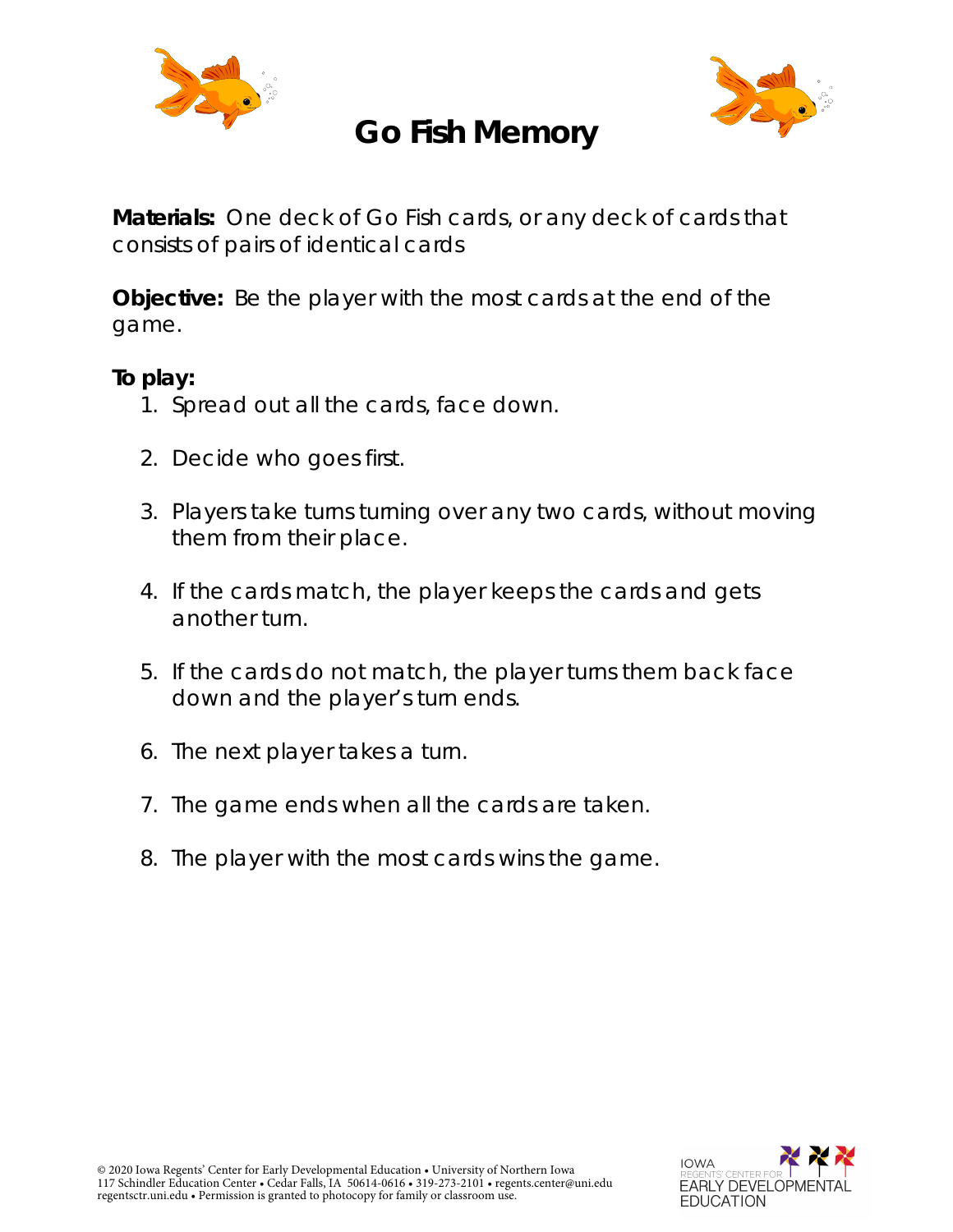# Go Fish Memory

**Materials:** One deck of Go Fish cards, or any deck of cards that consists of pairs of identical cards

**Objective:** Be the player with the most cards at the end of the game.

**To play:**

1. Spread out all the cards, face down.
2. Decide who goes first.
3. Players take turns turning over any two cards, without moving them from their place.
4. If the cards match, the player keeps the cards and gets another turn.
5. If the cards do not match, the player turns them back face down and the player's turn ends.
6. The next player takes a turn.
7. The game ends when all the cards are taken.
8. The player with the most cards wins the game.

© 2020 Iowa Regents' Center for Early Developmental Education • University of Northern Iowa
117 Schindler Education Center • Cedar Falls, IA 50614-0616 • 319-273-2101 • regents.center@uni.edu
regentsctr.uni.edu • Permission is granted to photocopy for family or classroom use.

IOWA REGENTS' CENTER FOR EARLY DEVELOPMENTAL EDUCATION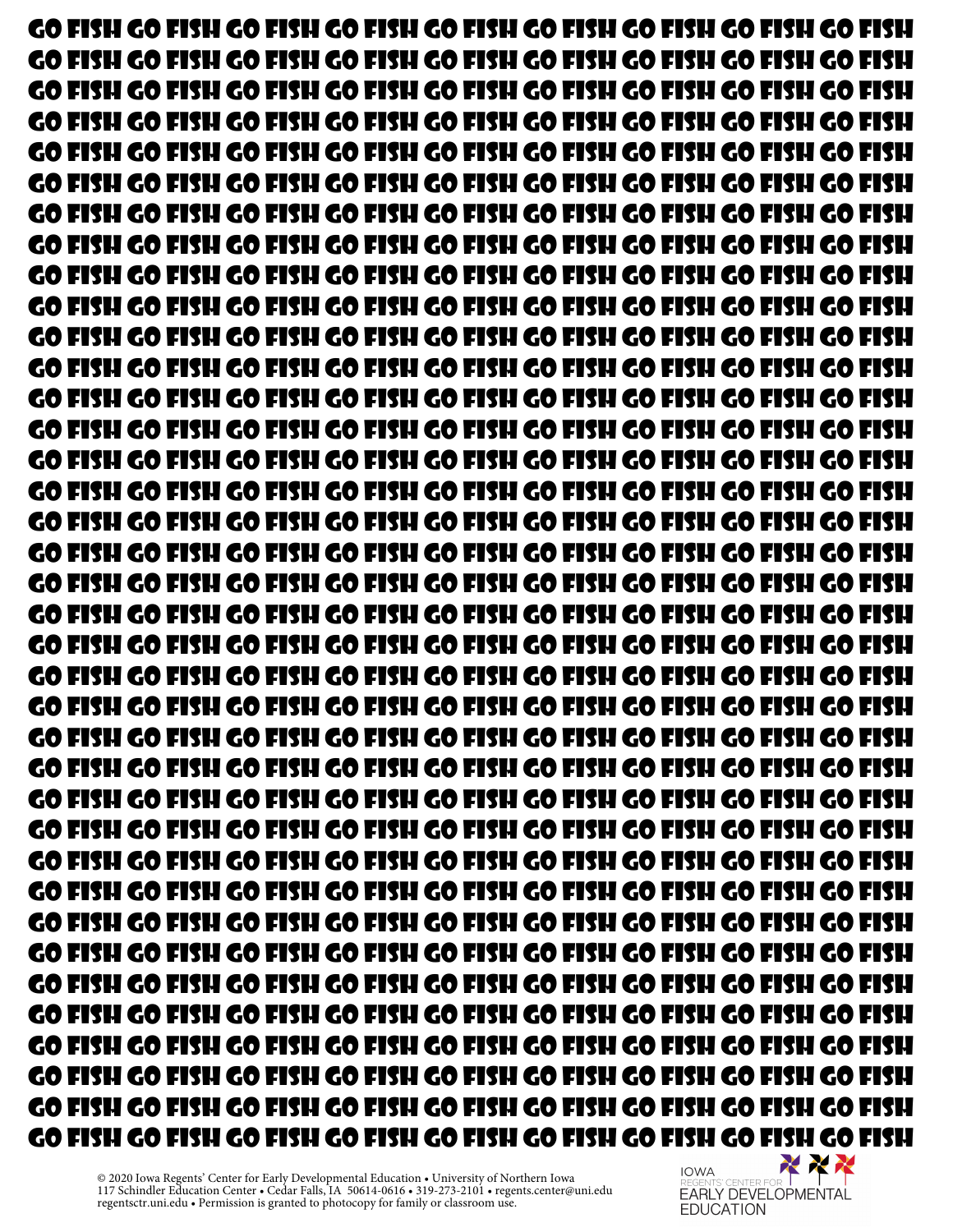GO FISH GO FISH GO FISH GO FISH GO FISH GO FISH GO FISH GO FISH GO FISH
GO FISH GO FISH GO FISH GO FISH GO FISH GO FISH GO FISH GO FISH GO FISH
GO FISH GO FISH GO FISH GO FISH GO FISH GO FISH GO FISH GO FISH GO FISH
GO FISH GO FISH GO FISH GO FISH GO FISH GO FISH GO FISH GO FISH GO FISH
GO FISH GO FISH GO FISH GO FISH GO FISH GO FISH GO FISH GO FISH GO FISH
GO FISH GO FISH GO FISH GO FISH GO FISH GO FISH GO FISH GO FISH GO FISH
GO FISH GO FISH GO FISH GO FISH GO FISH GO FISH GO FISH GO FISH GO FISH
GO FISH GO FISH GO FISH GO FISH GO FISH GO FISH GO FISH GO FISH GO FISH
GO FISH GO FISH GO FISH GO FISH GO FISH GO FISH GO FISH GO FISH GO FISH
GO FISH GO FISH GO FISH GO FISH GO FISH GO FISH GO FISH GO FISH GO FISH
GO FISH GO FISH GO FISH GO FISH GO FISH GO FISH GO FISH GO FISH GO FISH
GO FISH GO FISH GO FISH GO FISH GO FISH GO FISH GO FISH GO FISH GO FISH
GO FISH GO FISH GO FISH GO FISH GO FISH GO FISH GO FISH GO FISH GO FISH
GO FISH GO FISH GO FISH GO FISH GO FISH GO FISH GO FISH GO FISH GO FISH
GO FISH GO FISH GO FISH GO FISH GO FISH GO FISH GO FISH GO FISH GO FISH
GO FISH GO FISH GO FISH GO FISH GO FISH GO FISH GO FISH GO FISH GO FISH
GO FISH GO FISH GO FISH GO FISH GO FISH GO FISH GO FISH GO FISH GO FISH
GO FISH GO FISH GO FISH GO FISH GO FISH GO FISH GO FISH GO FISH GO FISH
GO FISH GO FISH GO FISH GO FISH GO FISH GO FISH GO FISH GO FISH GO FISH
GO FISH GO FISH GO FISH GO FISH GO FISH GO FISH GO FISH GO FISH GO FISH
GO FISH GO FISH GO FISH GO FISH GO FISH GO FISH GO FISH GO FISH GO FISH
GO FISH GO FISH GO FISH GO FISH GO FISH GO FISH GO FISH GO FISH GO FISH
GO FISH GO FISH GO FISH GO FISH GO FISH GO FISH GO FISH GO FISH GO FISH
GO FISH GO FISH GO FISH GO FISH GO FISH GO FISH GO FISH GO FISH GO FISH
GO FISH GO FISH GO FISH GO FISH GO FISH GO FISH GO FISH GO FISH GO FISH
GO FISH GO FISH GO FISH GO FISH GO FISH GO FISH GO FISH GO FISH GO FISH
GO FISH GO FISH GO FISH GO FISH GO FISH GO FISH GO FISH GO FISH GO FISH
GO FISH GO FISH GO FISH GO FISH GO FISH GO FISH GO FISH GO FISH GO FISH
GO FISH GO FISH GO FISH GO FISH GO FISH GO FISH GO FISH GO FISH GO FISH
GO FISH GO FISH GO FISH GO FISH GO FISH GO FISH GO FISH GO FISH GO FISH
GO FISH GO FISH GO FISH GO FISH GO FISH GO FISH GO FISH GO FISH GO FISH
GO FISH GO FISH GO FISH GO FISH GO FISH GO FISH GO FISH GO FISH GO FISH
GO FISH GO FISH GO FISH GO FISH GO FISH GO FISH GO FISH GO FISH GO FISH
GO FISH GO FISH GO FISH GO FISH GO FISH GO FISH GO FISH GO FISH GO FISH
GO FISH GO FISH GO FISH GO FISH GO FISH GO FISH GO FISH GO FISH GO FISH
GO FISH GO FISH GO FISH GO FISH GO FISH GO FISH GO FISH GO FISH GO FISH
GO FISH GO FISH GO FISH GO FISH GO FISH GO FISH GO FISH GO FISH GO FISH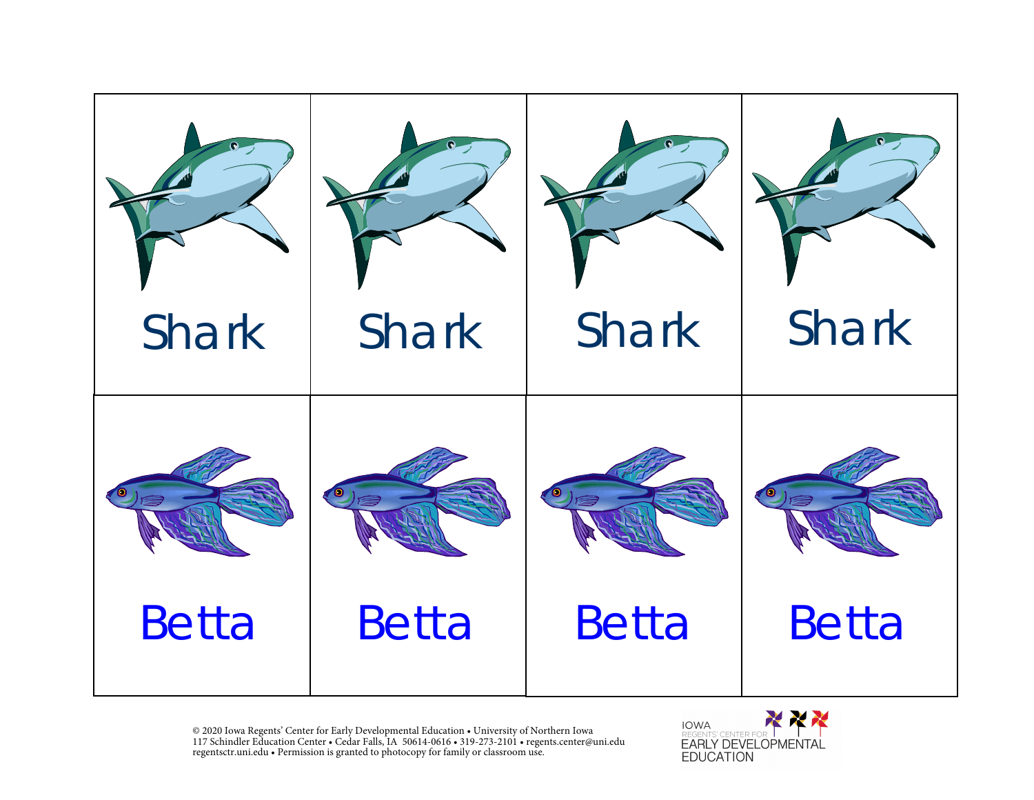| | | | |
|---|---|---|---|
| Shark | Shark | Shark | Shark |
| Betta | Betta | Betta | Betta |

© 2020 Iowa Regents' Center for Early Developmental Education • University of Northern Iowa
117 Schindler Education Center • Cedar Falls, IA 50614-0616 • 319-273-2101 • regents.center@uni.edu
regentsctr.uni.edu • Permission is granted to photocopy for family or classroom use.

IOWA REGENTS' CENTER FOR EARLY DEVELOPMENTAL EDUCATION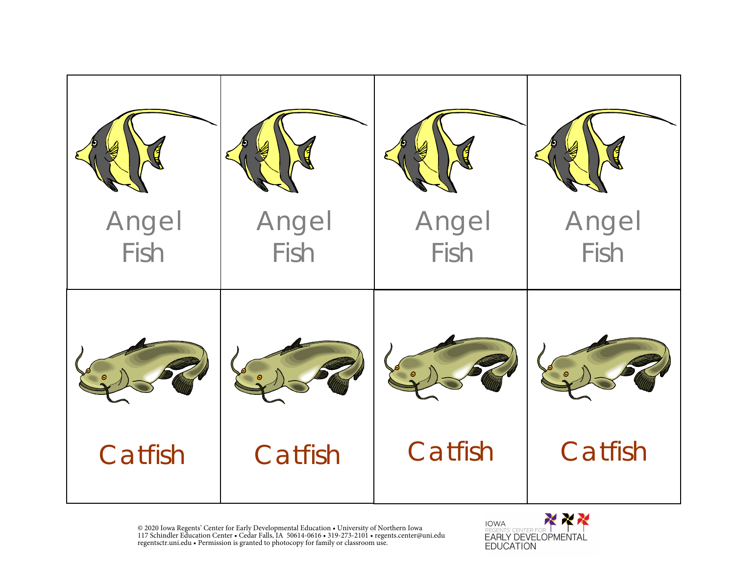| Angel Fish | Angel Fish | Angel Fish | Angel Fish |
|---|---|---|---|
| Catfish | Catfish | Catfish | Catfish |

© 2020 Iowa Regents' Center for Early Developmental Education • University of Northern Iowa
117 Schindler Education Center • Cedar Falls, IA 50614-0616 • 319-273-2101 • regents.center@uni.edu
regentsctr.uni.edu • Permission is granted to photocopy for family or classroom use.

IOWA REGENTS' CENTER FOR EARLY DEVELOPMENTAL EDUCATION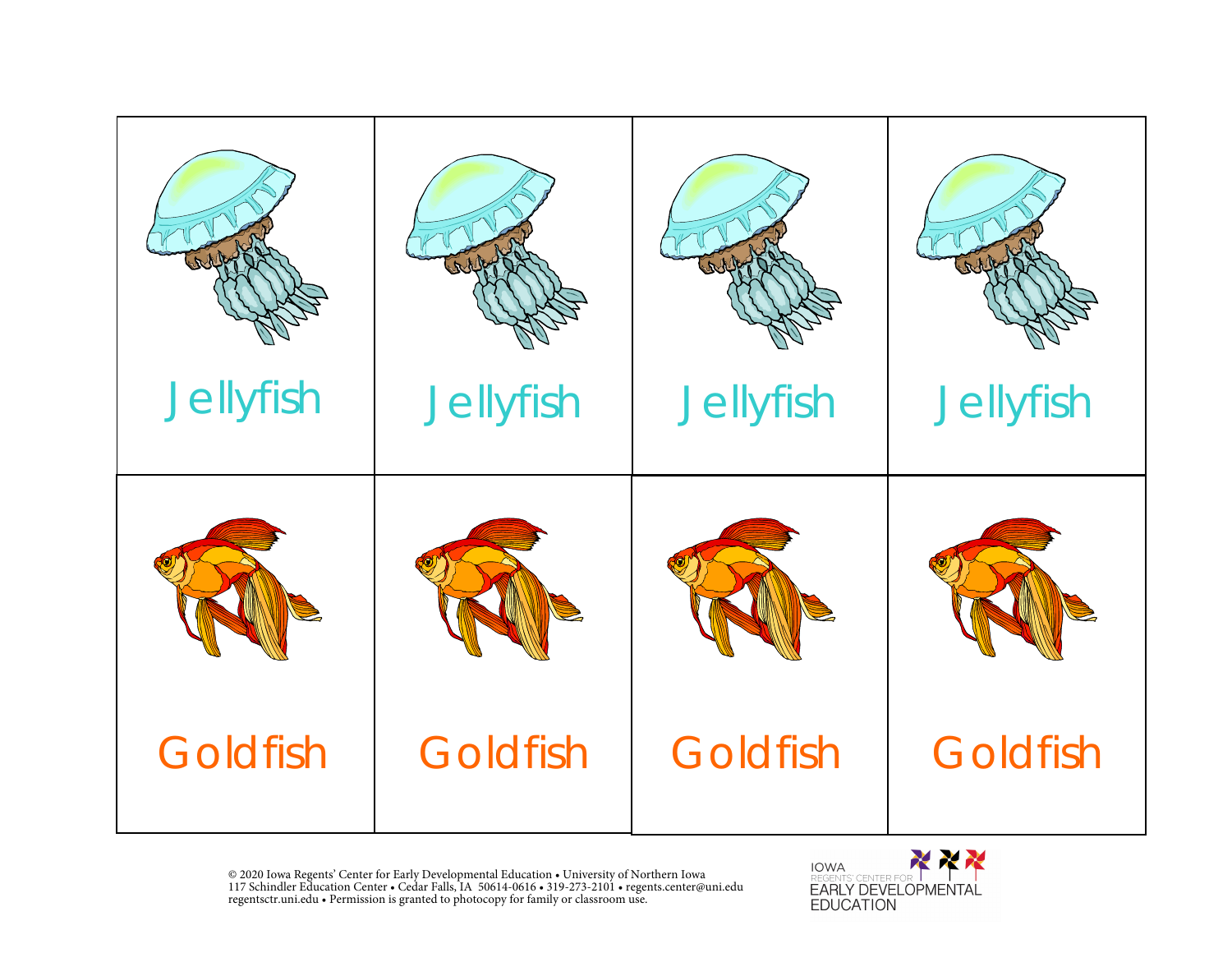| Jellyfish | Jellyfish | Jellyfish | Jellyfish |
| --- | --- | --- | --- |
| Goldfish | Goldfish | Goldfish | Goldfish |

© 2020 Iowa Regents' Center for Early Developmental Education • University of Northern Iowa
117 Schindler Education Center • Cedar Falls, IA 50614-0616 • 319-273-2101 • regents.center@uni.edu
regentsctr.uni.edu • Permission is granted to photocopy for family or classroom use.

IOWA REGENTS' CENTER FOR EARLY DEVELOPMENTAL EDUCATION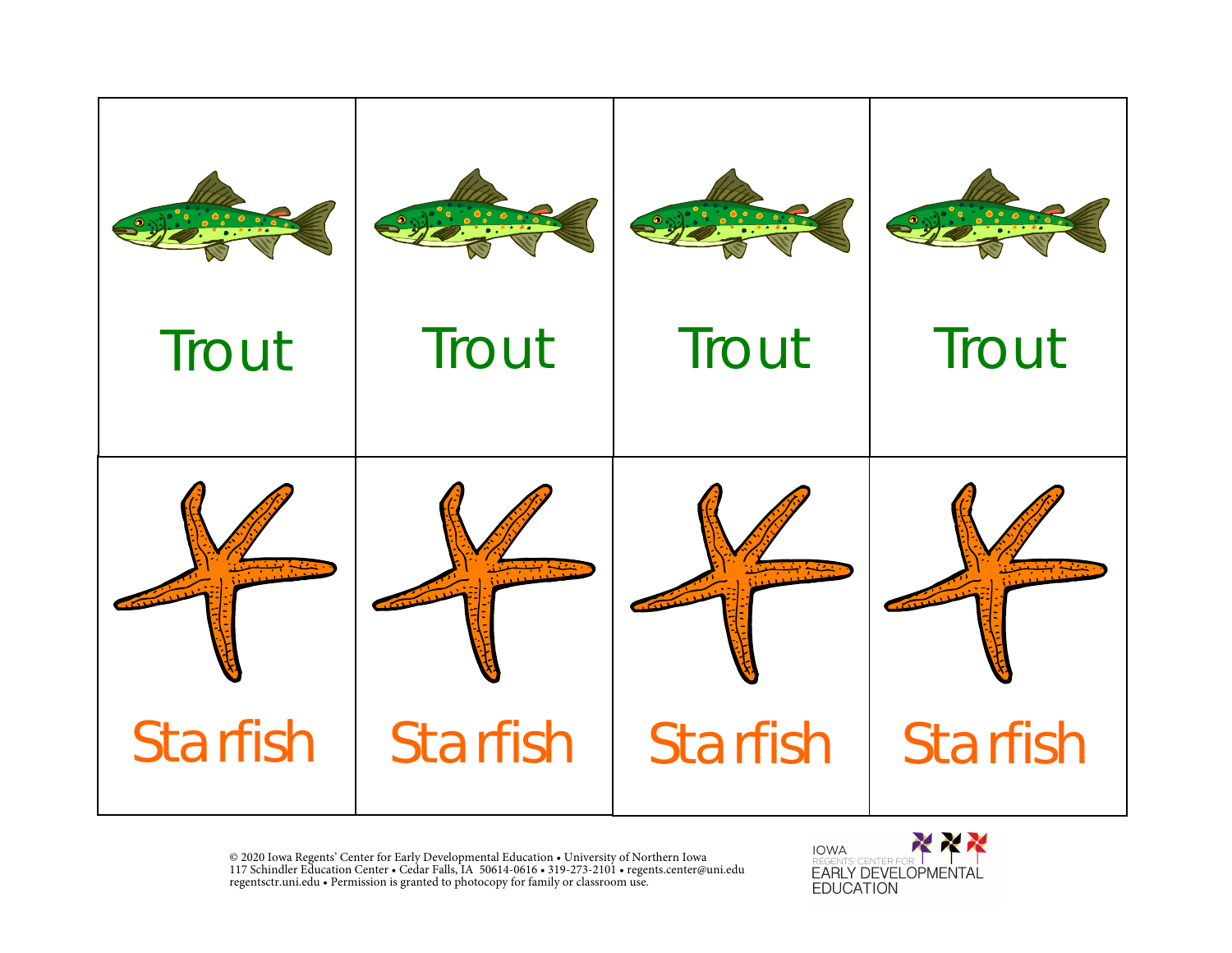| Trout | Trout | Trout | Trout |
| --- | --- | --- | --- |
| Starfish | Starfish | Starfish | Starfish |

© 2020 Iowa Regents' Center for Early Developmental Education • University of Northern Iowa
117 Schindler Education Center • Cedar Falls, IA 50614-0616 • 319-273-2101 • regents.center@uni.edu
regentsctr.uni.edu • Permission is granted to photocopy for family or classroom use.

IOWA REGENTS' CENTER FOR EARLY DEVELOPMENTAL EDUCATION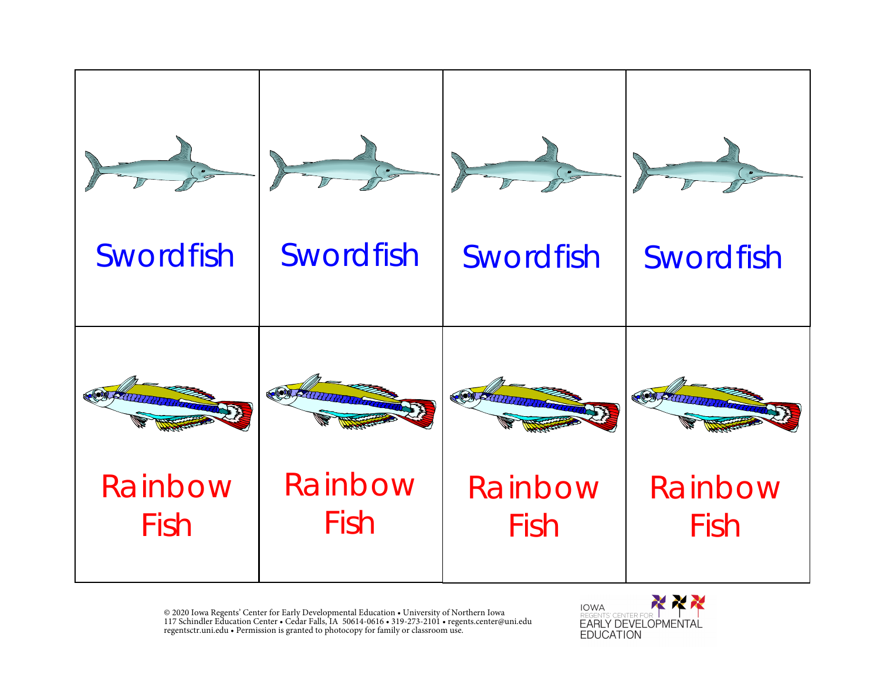| | | | |
|---|---|---|---|
| Swordfish | Swordfish | Swordfish | Swordfish |
| Rainbow Fish | Rainbow Fish | Rainbow Fish | Rainbow Fish |

© 2020 Iowa Regents' Center for Early Developmental Education • University of Northern Iowa
117 Schindler Education Center • Cedar Falls, IA 50614-0616 • 319-273-2101 • regents.center@uni.edu
regentsctr.uni.edu • Permission is granted to photocopy for family or classroom use.

IOWA REGENTS' CENTER FOR EARLY DEVELOPMENTAL EDUCATION